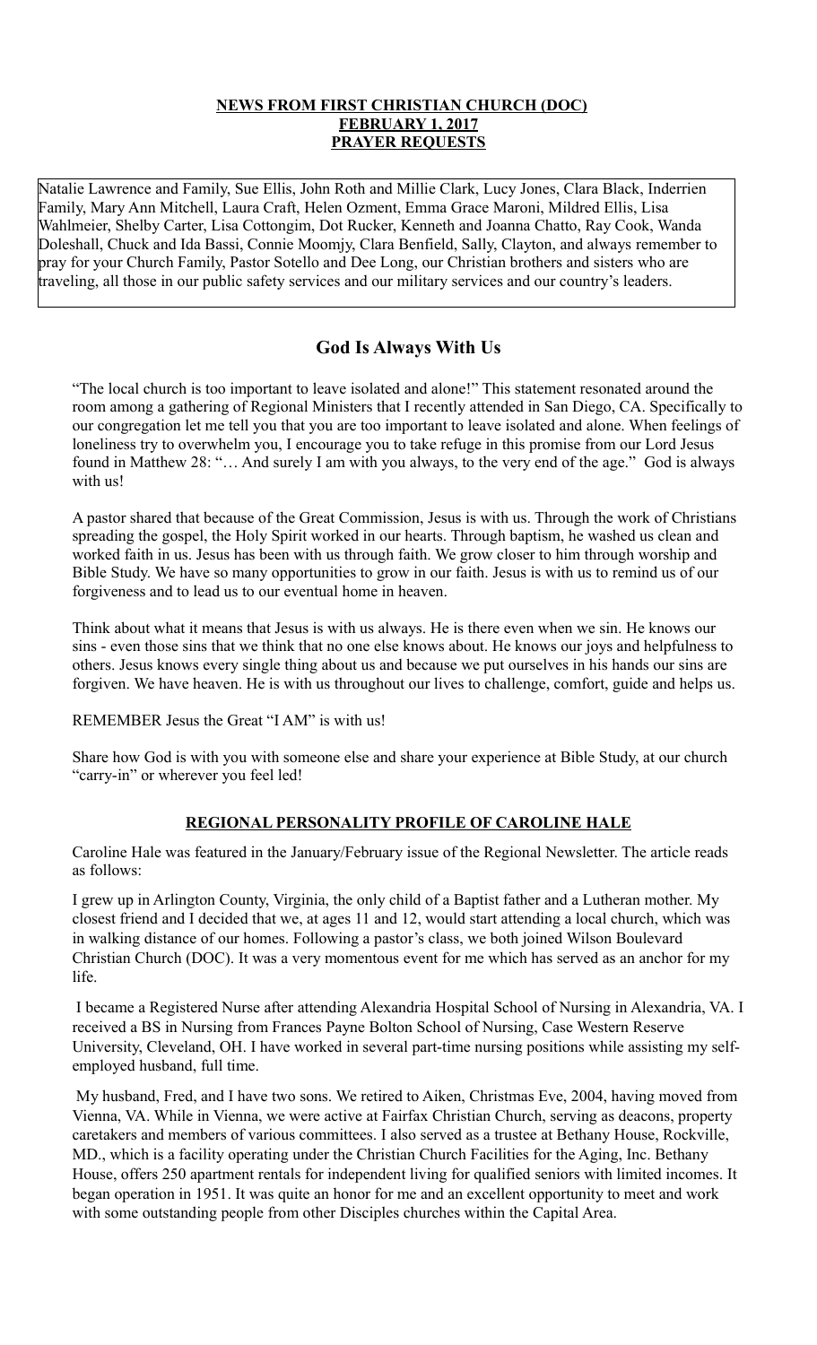**NEWS FROM FIRST CHRISTIAN CHURCH (DOC)**
**FEBRUARY 1, 2017**
**PRAYER REQUESTS**

Natalie Lawrence and Family, Sue Ellis, John Roth and Millie Clark, Lucy Jones, Clara Black, Inderrien Family, Mary Ann Mitchell, Laura Craft, Helen Ozment, Emma Grace Maroni, Mildred Ellis, Lisa Wahlmeier, Shelby Carter, Lisa Cottongim, Dot Rucker, Kenneth and Joanna Chatto, Ray Cook, Wanda Doleshall, Chuck and Ida Bassi, Connie Moomjy, Clara Benfield, Sally, Clayton, and always remember to pray for your Church Family, Pastor Sotello and Dee Long, our Christian brothers and sisters who are traveling, all those in our public safety services and our military services and our country's leaders.

## God Is Always With Us

"The local church is too important to leave isolated and alone!" This statement resonated around the room among a gathering of Regional Ministers that I recently attended in San Diego, CA. Specifically to our congregation let me tell you that you are too important to leave isolated and alone. When feelings of loneliness try to overwhelm you, I encourage you to take refuge in this promise from our Lord Jesus found in Matthew 28: "… And surely I am with you always, to the very end of the age." God is always with us!

A pastor shared that because of the Great Commission, Jesus is with us. Through the work of Christians spreading the gospel, the Holy Spirit worked in our hearts. Through baptism, he washed us clean and worked faith in us. Jesus has been with us through faith. We grow closer to him through worship and Bible Study. We have so many opportunities to grow in our faith. Jesus is with us to remind us of our forgiveness and to lead us to our eventual home in heaven.

Think about what it means that Jesus is with us always. He is there even when we sin. He knows our sins - even those sins that we think that no one else knows about. He knows our joys and helpfulness to others. Jesus knows every single thing about us and because we put ourselves in his hands our sins are forgiven. We have heaven. He is with us throughout our lives to challenge, comfort, guide and helps us.

REMEMBER Jesus the Great "I AM" is with us!

Share how God is with you with someone else and share your experience at Bible Study, at our church "carry-in" or wherever you feel led!

**REGIONAL PERSONALITY PROFILE OF CAROLINE HALE**

Caroline Hale was featured in the January/February issue of the Regional Newsletter. The article reads as follows:

I grew up in Arlington County, Virginia, the only child of a Baptist father and a Lutheran mother. My closest friend and I decided that we, at ages 11 and 12, would start attending a local church, which was in walking distance of our homes. Following a pastor's class, we both joined Wilson Boulevard Christian Church (DOC). It was a very momentous event for me which has served as an anchor for my life.

I became a Registered Nurse after attending Alexandria Hospital School of Nursing in Alexandria, VA. I received a BS in Nursing from Frances Payne Bolton School of Nursing, Case Western Reserve University, Cleveland, OH. I have worked in several part-time nursing positions while assisting my self-employed husband, full time.

My husband, Fred, and I have two sons. We retired to Aiken, Christmas Eve, 2004, having moved from Vienna, VA. While in Vienna, we were active at Fairfax Christian Church, serving as deacons, property caretakers and members of various committees. I also served as a trustee at Bethany House, Rockville, MD., which is a facility operating under the Christian Church Facilities for the Aging, Inc. Bethany House, offers 250 apartment rentals for independent living for qualified seniors with limited incomes. It began operation in 1951. It was quite an honor for me and an excellent opportunity to meet and work with some outstanding people from other Disciples churches within the Capital Area.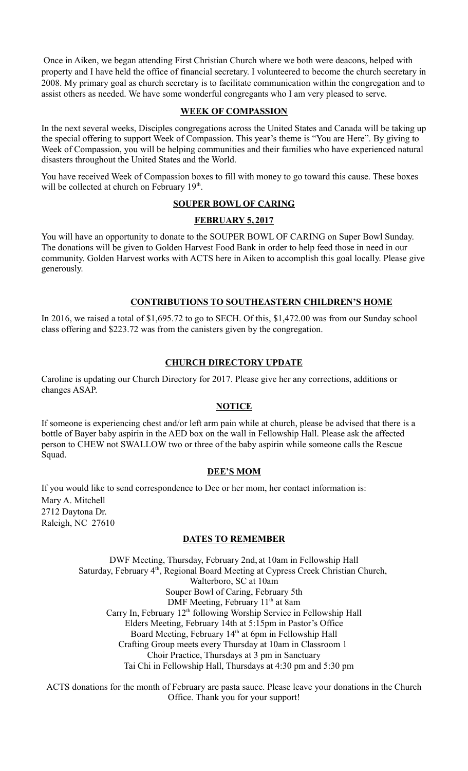Once in Aiken, we began attending First Christian Church where we both were deacons, helped with property and I have held the office of financial secretary. I volunteered to become the church secretary in 2008. My primary goal as church secretary is to facilitate communication within the congregation and to assist others as needed. We have some wonderful congregants who I am very pleased to serve.

## WEEK OF COMPASSION

In the next several weeks, Disciples congregations across the United States and Canada will be taking up the special offering to support Week of Compassion. This year's theme is "You are Here". By giving to Week of Compassion, you will be helping communities and their families who have experienced natural disasters throughout the United States and the World.

You have received Week of Compassion boxes to fill with money to go toward this cause. These boxes will be collected at church on February 19th.

## SOUPER BOWL OF CARING

## FEBRUARY 5, 2017

You will have an opportunity to donate to the SOUPER BOWL OF CARING on Super Bowl Sunday. The donations will be given to Golden Harvest Food Bank in order to help feed those in need in our community. Golden Harvest works with ACTS here in Aiken to accomplish this goal locally. Please give generously.

## CONTRIBUTIONS TO SOUTHEASTERN CHILDREN'S HOME

In 2016, we raised a total of $1,695.72 to go to SECH. Of this, $1,472.00 was from our Sunday school class offering and $223.72 was from the canisters given by the congregation.

## CHURCH DIRECTORY UPDATE

Caroline is updating our Church Directory for 2017. Please give her any corrections, additions or changes ASAP.

## NOTICE

If someone is experiencing chest and/or left arm pain while at church, please be advised that there is a bottle of Bayer baby aspirin in the AED box on the wall in Fellowship Hall. Please ask the affected person to CHEW not SWALLOW two or three of the baby aspirin while someone calls the Rescue Squad.

## DEE'S MOM

If you would like to send correspondence to Dee or her mom, her contact information is:
Mary A. Mitchell
2712 Daytona Dr.
Raleigh, NC 27610

## DATES TO REMEMBER

DWF Meeting, Thursday, February 2nd, at 10am in Fellowship Hall
Saturday, February 4th, Regional Board Meeting at Cypress Creek Christian Church, Walterboro, SC at 10am
Souper Bowl of Caring, February 5th
DMF Meeting, February 11th at 8am
Carry In, February 12th following Worship Service in Fellowship Hall
Elders Meeting, February 14th at 5:15pm in Pastor's Office
Board Meeting, February 14th at 6pm in Fellowship Hall
Crafting Group meets every Thursday at 10am in Classroom 1
Choir Practice, Thursdays at 3 pm in Sanctuary
Tai Chi in Fellowship Hall, Thursdays at 4:30 pm and 5:30 pm

ACTS donations for the month of February are pasta sauce. Please leave your donations in the Church Office. Thank you for your support!